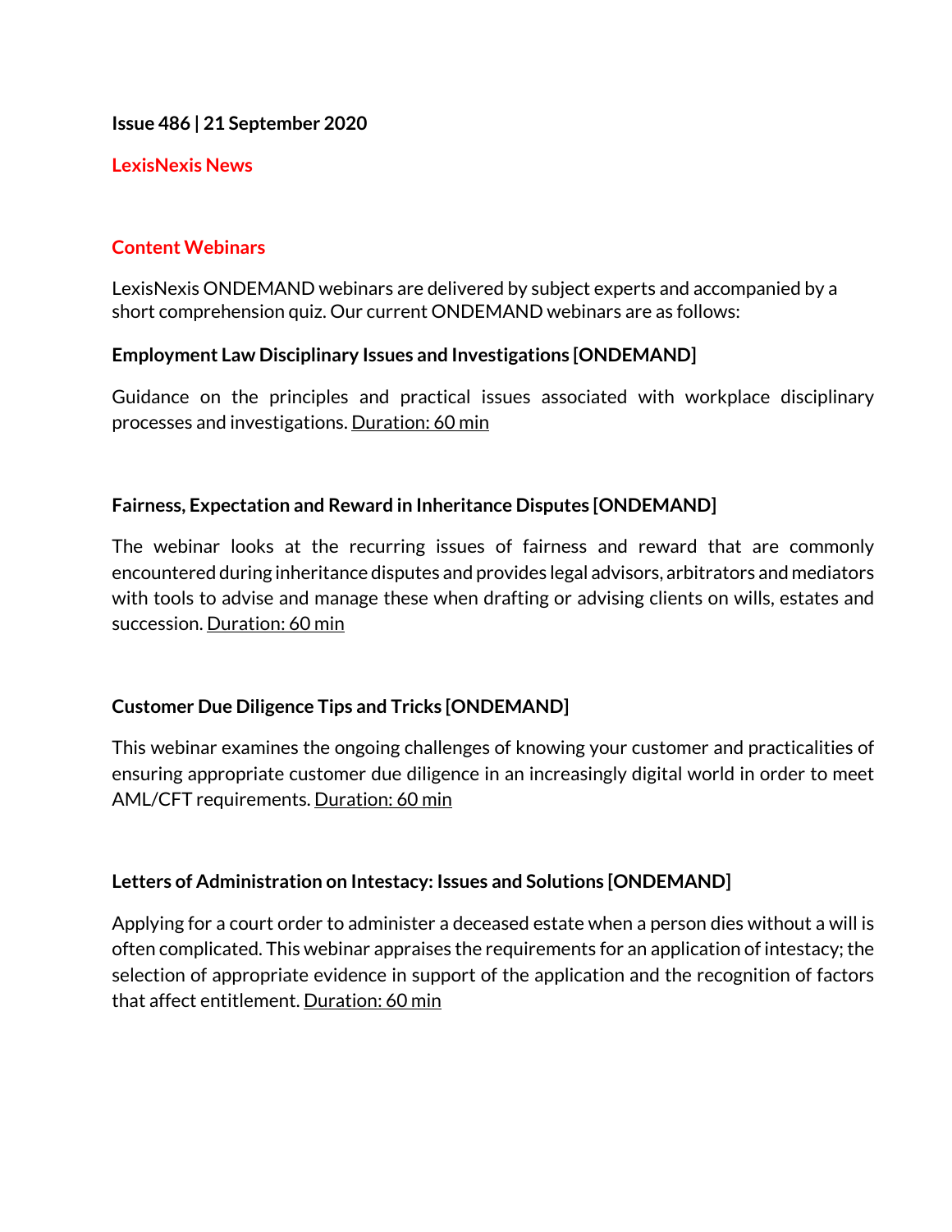**Issue 486 | 21 September 2020**

## LexisNexis News

## Content Webinars

LexisNexis ONDEMAND webinars are delivered by subject experts and accompanied by a short comprehension quiz. Our current ONDEMAND webinars are as follows:

### Employment Law Disciplinary Issues and Investigations [ONDEMAND]

Guidance on the principles and practical issues associated with workplace disciplinary processes and investigations. Duration: 60 min

### Fairness, Expectation and Reward in Inheritance Disputes [ONDEMAND]

The webinar looks at the recurring issues of fairness and reward that are commonly encountered during inheritance disputes and provides legal advisors, arbitrators and mediators with tools to advise and manage these when drafting or advising clients on wills, estates and succession. Duration: 60 min

### Customer Due Diligence Tips and Tricks [ONDEMAND]

This webinar examines the ongoing challenges of knowing your customer and practicalities of ensuring appropriate customer due diligence in an increasingly digital world in order to meet AML/CFT requirements. Duration: 60 min

### Letters of Administration on Intestacy: Issues and Solutions [ONDEMAND]

Applying for a court order to administer a deceased estate when a person dies without a will is often complicated. This webinar appraises the requirements for an application of intestacy; the selection of appropriate evidence in support of the application and the recognition of factors that affect entitlement. Duration: 60 min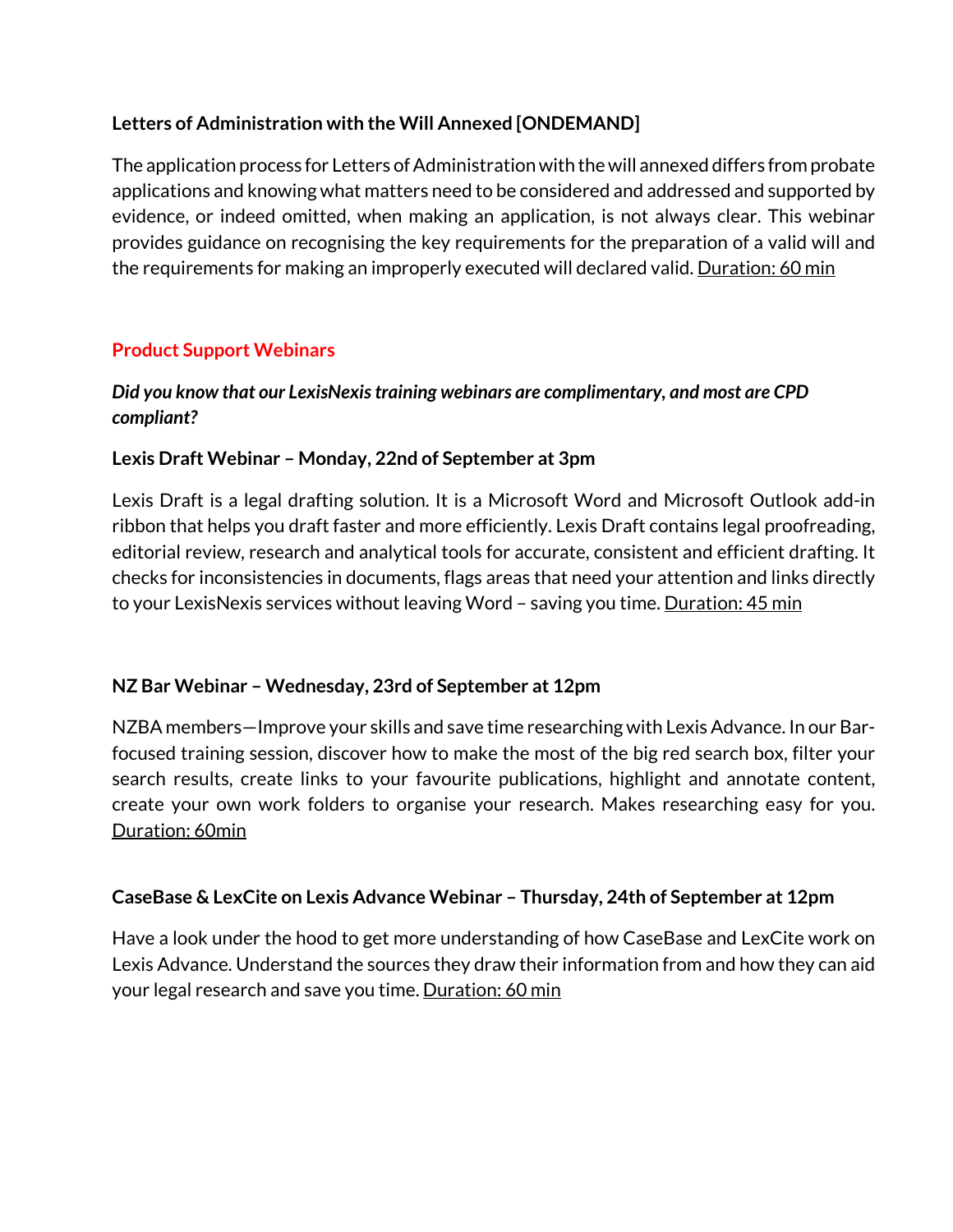**Letters of Administration with the Will Annexed [ONDEMAND]**

The application process for Letters of Administration with the will annexed differs from probate applications and knowing what matters need to be considered and addressed and supported by evidence, or indeed omitted, when making an application, is not always clear. This webinar provides guidance on recognising the key requirements for the preparation of a valid will and the requirements for making an improperly executed will declared valid. Duration: 60 min

## Product Support Webinars

***Did you know that our LexisNexis training webinars are complimentary, and most are CPD compliant?***

**Lexis Draft Webinar – Monday, 22nd of September at 3pm**

Lexis Draft is a legal drafting solution. It is a Microsoft Word and Microsoft Outlook add-in ribbon that helps you draft faster and more efficiently. Lexis Draft contains legal proofreading, editorial review, research and analytical tools for accurate, consistent and efficient drafting. It checks for inconsistencies in documents, flags areas that need your attention and links directly to your LexisNexis services without leaving Word – saving you time. Duration: 45 min

**NZ Bar Webinar – Wednesday, 23rd of September at 12pm**

NZBA members—Improve your skills and save time researching with Lexis Advance. In our Bar-focused training session, discover how to make the most of the big red search box, filter your search results, create links to your favourite publications, highlight and annotate content, create your own work folders to organise your research. Makes researching easy for you. Duration: 60min

**CaseBase & LexCite on Lexis Advance Webinar – Thursday, 24th of September at 12pm**

Have a look under the hood to get more understanding of how CaseBase and LexCite work on Lexis Advance. Understand the sources they draw their information from and how they can aid your legal research and save you time. Duration: 60 min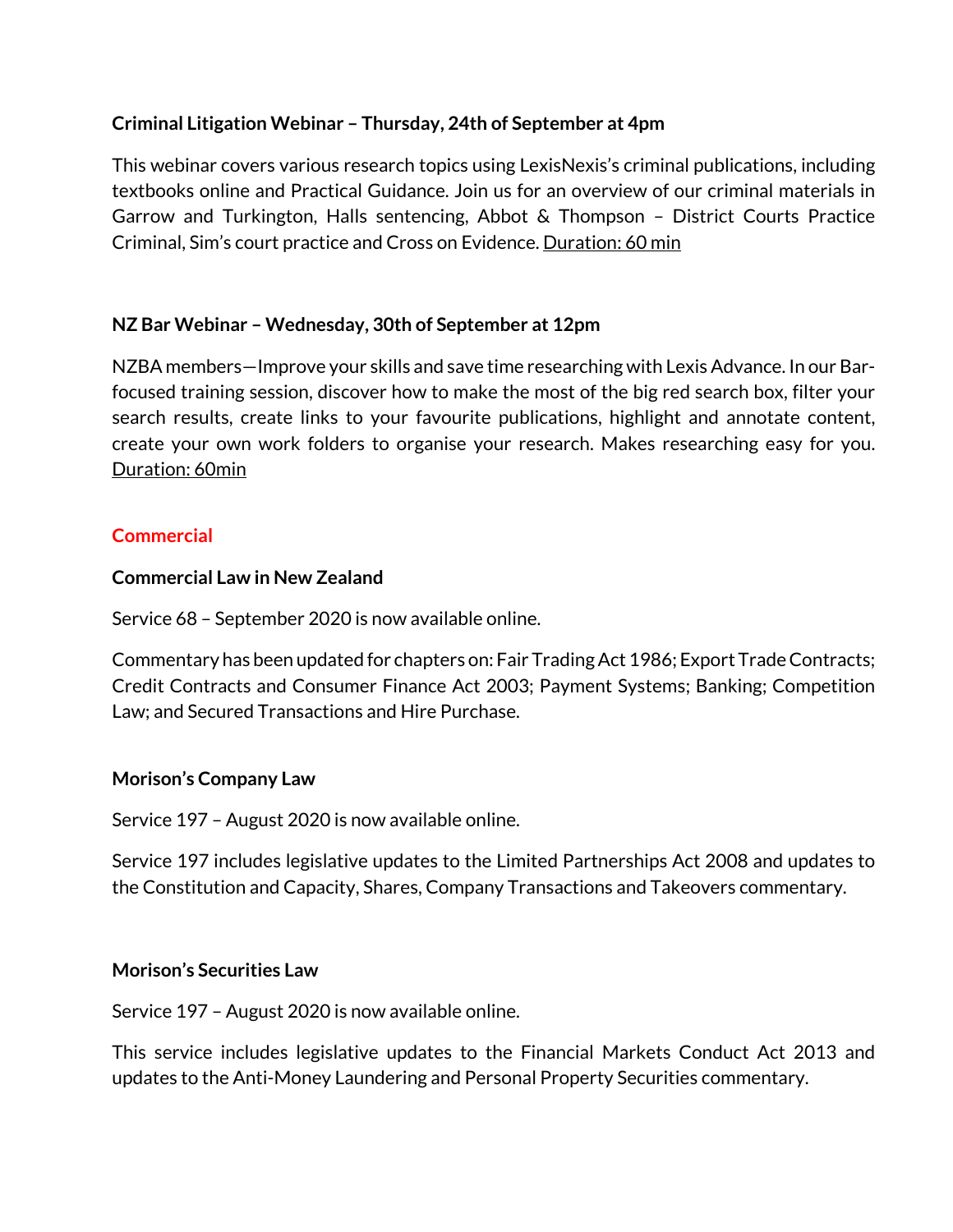**Criminal Litigation Webinar – Thursday, 24th of September at 4pm**

This webinar covers various research topics using LexisNexis's criminal publications, including textbooks online and Practical Guidance. Join us for an overview of our criminal materials in Garrow and Turkington, Halls sentencing, Abbot & Thompson – District Courts Practice Criminal, Sim's court practice and Cross on Evidence. <u>Duration: 60 min</u>

**NZ Bar Webinar – Wednesday, 30th of September at 12pm**

NZBA members—Improve your skills and save time researching with Lexis Advance. In our Bar-focused training session, discover how to make the most of the big red search box, filter your search results, create links to your favourite publications, highlight and annotate content, create your own work folders to organise your research. Makes researching easy for you. <u>Duration: 60min</u>

## Commercial

**Commercial Law in New Zealand**

Service 68 – September 2020 is now available online.

Commentary has been updated for chapters on: Fair Trading Act 1986; Export Trade Contracts; Credit Contracts and Consumer Finance Act 2003; Payment Systems; Banking; Competition Law; and Secured Transactions and Hire Purchase.

**Morison's Company Law**

Service 197 – August 2020 is now available online.

Service 197 includes legislative updates to the Limited Partnerships Act 2008 and updates to the Constitution and Capacity, Shares, Company Transactions and Takeovers commentary.

**Morison's Securities Law**

Service 197 – August 2020 is now available online.

This service includes legislative updates to the Financial Markets Conduct Act 2013 and updates to the Anti-Money Laundering and Personal Property Securities commentary.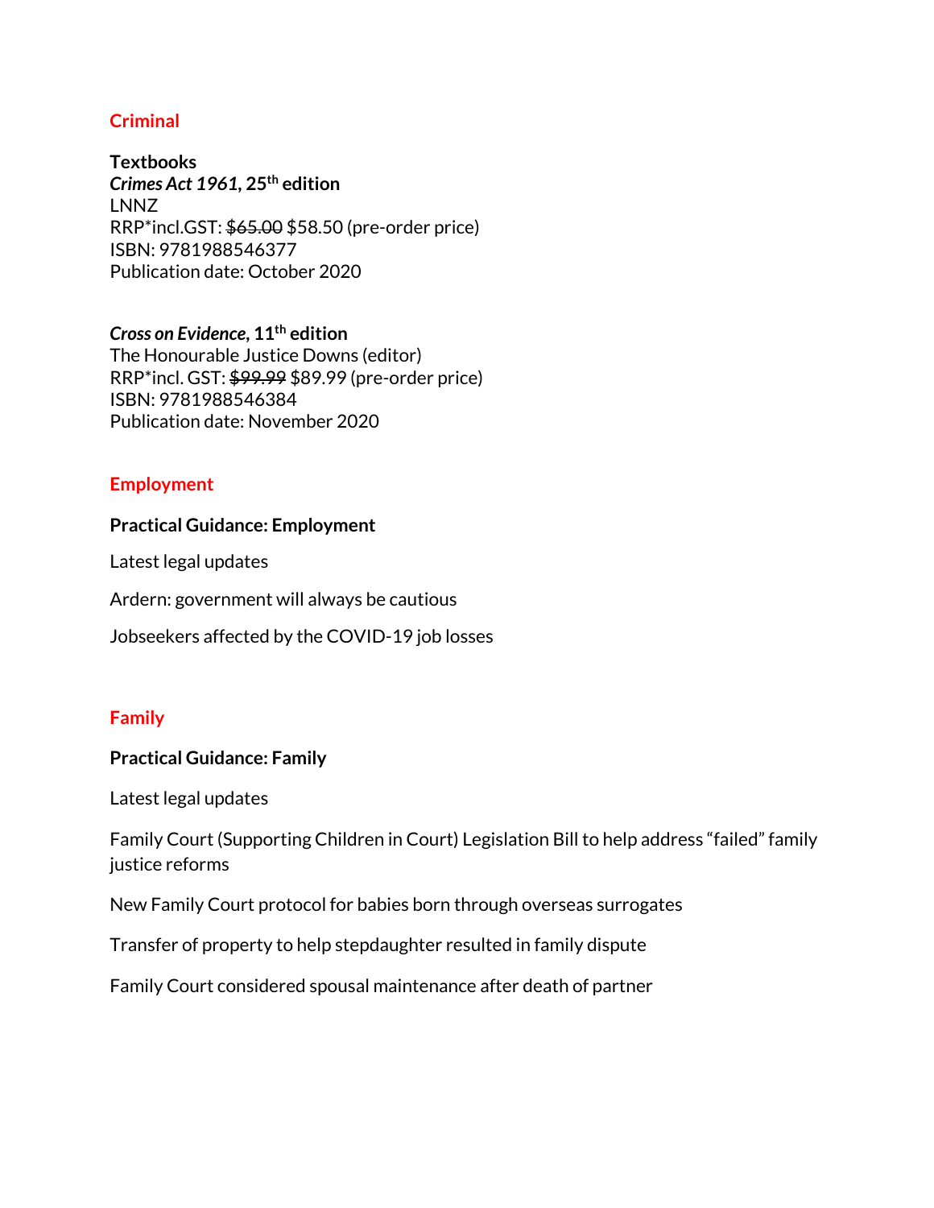## Criminal

**Textbooks**

***Crimes Act 1961*, 25th edition**
LNNZ
RRP*incl.GST: ~~$65.00~~ $58.50 (pre-order price)
ISBN: 9781988546377
Publication date: October 2020

***Cross on Evidence*, 11th edition**
The Honourable Justice Downs (editor)
RRP*incl. GST: ~~$99.99~~ $89.99 (pre-order price)
ISBN: 9781988546384
Publication date: November 2020

## Employment

**Practical Guidance: Employment**

Latest legal updates

Ardern: government will always be cautious

Jobseekers affected by the COVID-19 job losses

## Family

**Practical Guidance: Family**

Latest legal updates

Family Court (Supporting Children in Court) Legislation Bill to help address “failed” family justice reforms

New Family Court protocol for babies born through overseas surrogates

Transfer of property to help stepdaughter resulted in family dispute

Family Court considered spousal maintenance after death of partner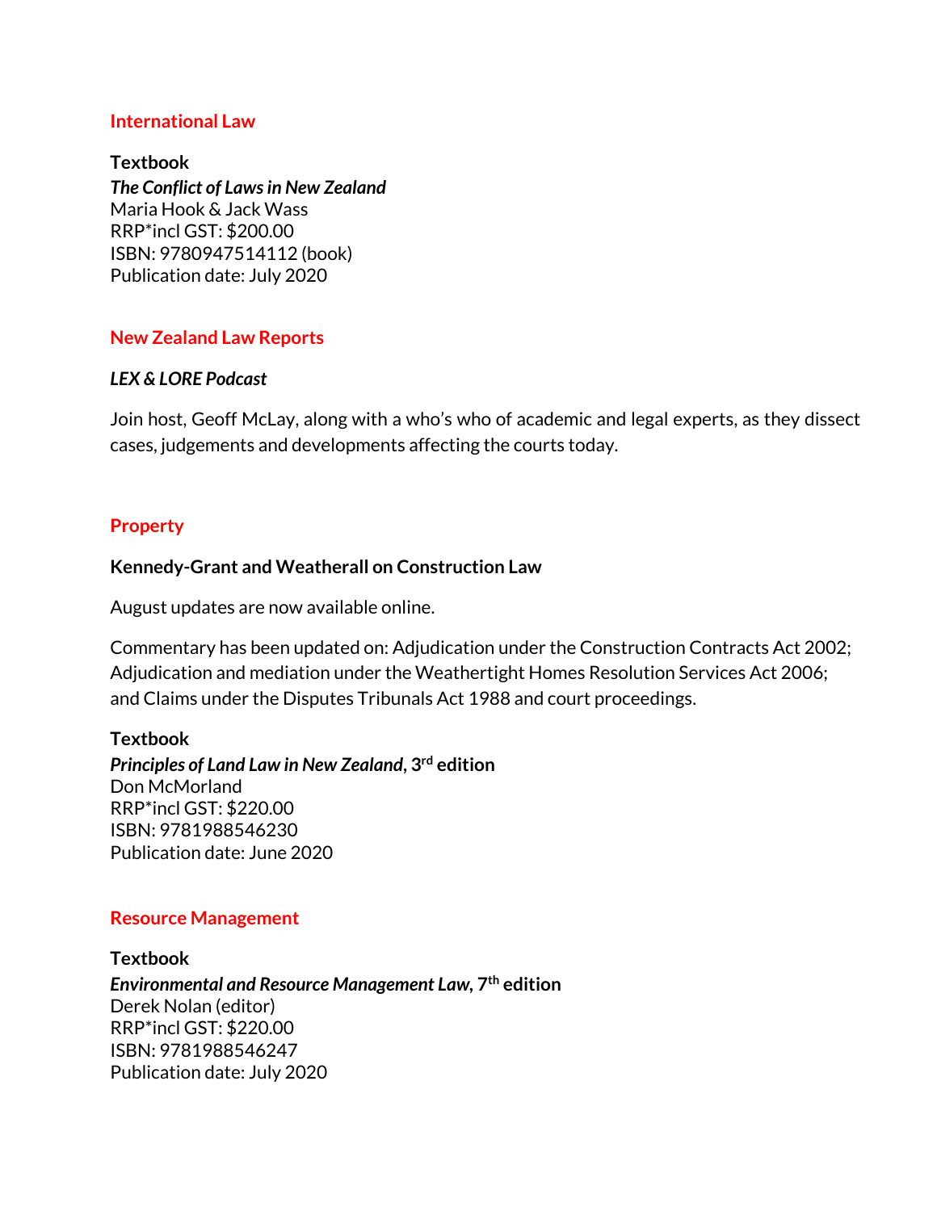## International Law

**Textbook**
***The Conflict of Laws in New Zealand***
Maria Hook & Jack Wass
RRP*incl GST: $200.00
ISBN: 9780947514112 (book)
Publication date: July 2020

## New Zealand Law Reports

***LEX & LORE Podcast***

Join host, Geoff McLay, along with a who's who of academic and legal experts, as they dissect cases, judgements and developments affecting the courts today.

## Property

**Kennedy-Grant and Weatherall on Construction Law**

August updates are now available online.

Commentary has been updated on: Adjudication under the Construction Contracts Act 2002; Adjudication and mediation under the Weathertight Homes Resolution Services Act 2006; and Claims under the Disputes Tribunals Act 1988 and court proceedings.

**Textbook**
***Principles of Land Law in New Zealand*, 3rd edition**
Don McMorland
RRP*incl GST: $220.00
ISBN: 9781988546230
Publication date: June 2020

## Resource Management

**Textbook**
***Environmental and Resource Management Law*, 7th edition**
Derek Nolan (editor)
RRP*incl GST: $220.00
ISBN: 9781988546247
Publication date: July 2020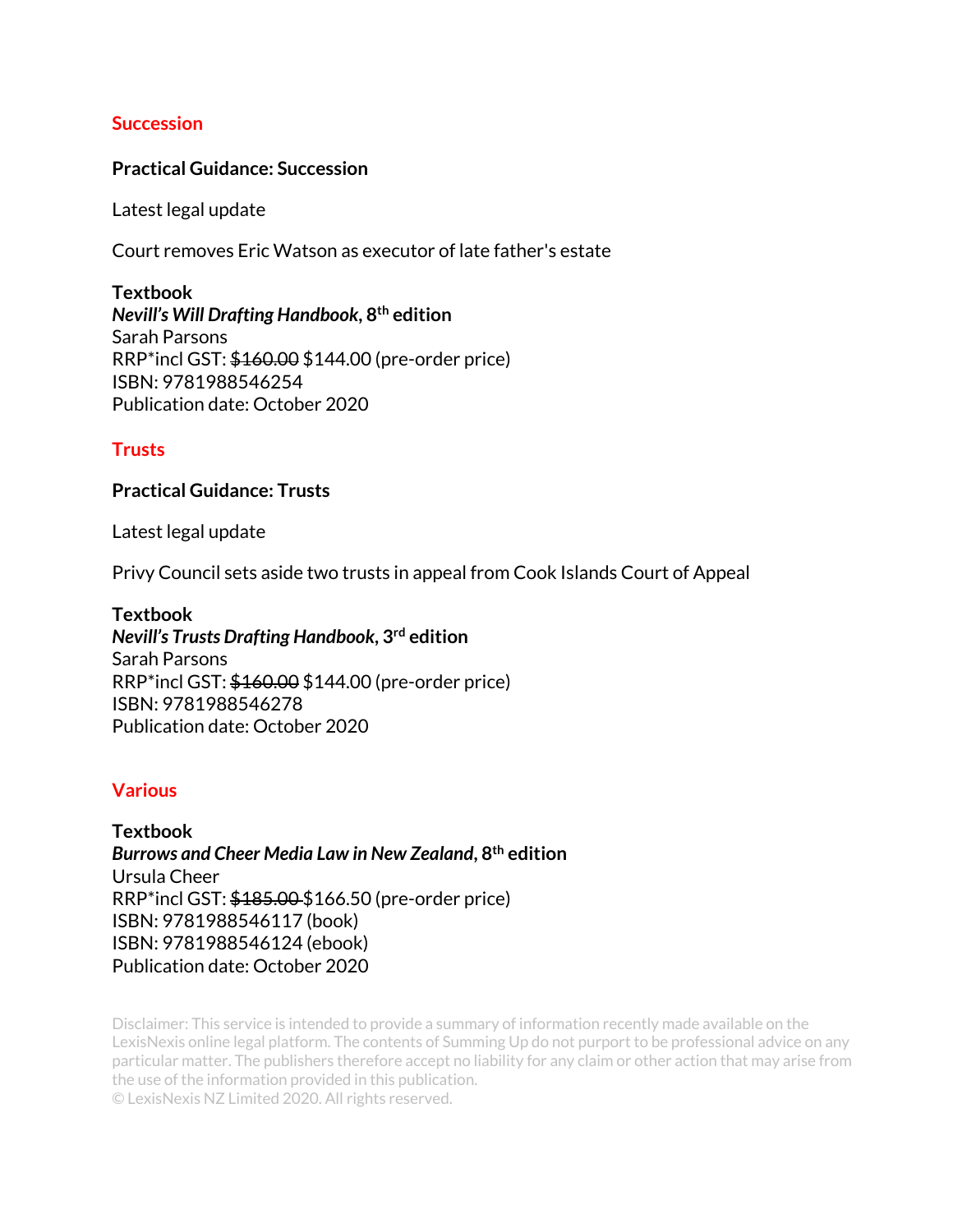## Succession

**Practical Guidance: Succession**

Latest legal update

Court removes Eric Watson as executor of late father's estate

**Textbook**
***Nevill's Will Drafting Handbook*, 8th edition**
Sarah Parsons
RRP*incl GST: ~~$160.00~~ $144.00 (pre-order price)
ISBN: 9781988546254
Publication date: October 2020

## Trusts

**Practical Guidance: Trusts**

Latest legal update

Privy Council sets aside two trusts in appeal from Cook Islands Court of Appeal

**Textbook**
***Nevill's Trusts Drafting Handbook*, 3rd edition**
Sarah Parsons
RRP*incl GST: ~~$160.00~~ $144.00 (pre-order price)
ISBN: 9781988546278
Publication date: October 2020

## Various

**Textbook**
***Burrows and Cheer Media Law in New Zealand*, 8th edition**
Ursula Cheer
RRP*incl GST: ~~$185.00~~ $166.50 (pre-order price)
ISBN: 9781988546117 (book)
ISBN: 9781988546124 (ebook)
Publication date: October 2020

Disclaimer: This service is intended to provide a summary of information recently made available on the LexisNexis online legal platform. The contents of Summing Up do not purport to be professional advice on any particular matter. The publishers therefore accept no liability for any claim or other action that may arise from the use of the information provided in this publication.
© LexisNexis NZ Limited 2020. All rights reserved.